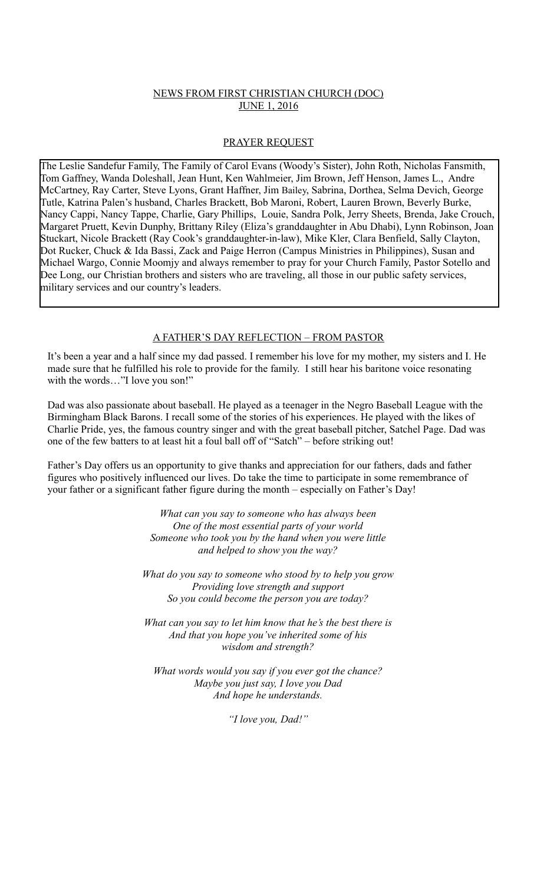## NEWS FROM FIRST CHRISTIAN CHURCH (DOC)
## JUNE 1, 2016

### PRAYER REQUEST

The Leslie Sandefur Family, The Family of Carol Evans (Woody's Sister), John Roth, Nicholas Fansmith, Tom Gaffney, Wanda Doleshall, Jean Hunt, Ken Wahlmeier, Jim Brown, Jeff Henson, James L., Andre McCartney, Ray Carter, Steve Lyons, Grant Haffner, Jim Bailey, Sabrina, Dorthea, Selma Devich, George Tutle, Katrina Palen's husband, Charles Brackett, Bob Maroni, Robert, Lauren Brown, Beverly Burke, Nancy Cappi, Nancy Tappe, Charlie, Gary Phillips, Louie, Sandra Polk, Jerry Sheets, Brenda, Jake Crouch, Margaret Pruett, Kevin Dunphy, Brittany Riley (Eliza's granddaughter in Abu Dhabi), Lynn Robinson, Joan Stuckart, Nicole Brackett (Ray Cook's granddaughter-in-law), Mike Kler, Clara Benfield, Sally Clayton, Dot Rucker, Chuck & Ida Bassi, Zack and Paige Herron (Campus Ministries in Philippines), Susan and Michael Wargo, Connie Moomjy and always remember to pray for your Church Family, Pastor Sotello and Dee Long, our Christian brothers and sisters who are traveling, all those in our public safety services, military services and our country's leaders.

### A FATHER'S DAY REFLECTION – FROM PASTOR

It's been a year and a half since my dad passed. I remember his love for my mother, my sisters and I. He made sure that he fulfilled his role to provide for the family. I still hear his baritone voice resonating with the words…"I love you son!"

Dad was also passionate about baseball. He played as a teenager in the Negro Baseball League with the Birmingham Black Barons. I recall some of the stories of his experiences. He played with the likes of Charlie Pride, yes, the famous country singer and with the great baseball pitcher, Satchel Page. Dad was one of the few batters to at least hit a foul ball off of "Satch" – before striking out!

Father's Day offers us an opportunity to give thanks and appreciation for our fathers, dads and father figures who positively influenced our lives. Do take the time to participate in some remembrance of your father or a significant father figure during the month – especially on Father's Day!

*What can you say to someone who has always been*
*One of the most essential parts of your world*
*Someone who took you by the hand when you were little*
*and helped to show you the way?*

*What do you say to someone who stood by to help you grow*
*Providing love strength and support*
*So you could become the person you are today?*

*What can you say to let him know that he's the best there is*
*And that you hope you've inherited some of his*
*wisdom and strength?*

*What words would you say if you ever got the chance?*
*Maybe you just say, I love you Dad*
*And hope he understands.*

*"I love you, Dad!"*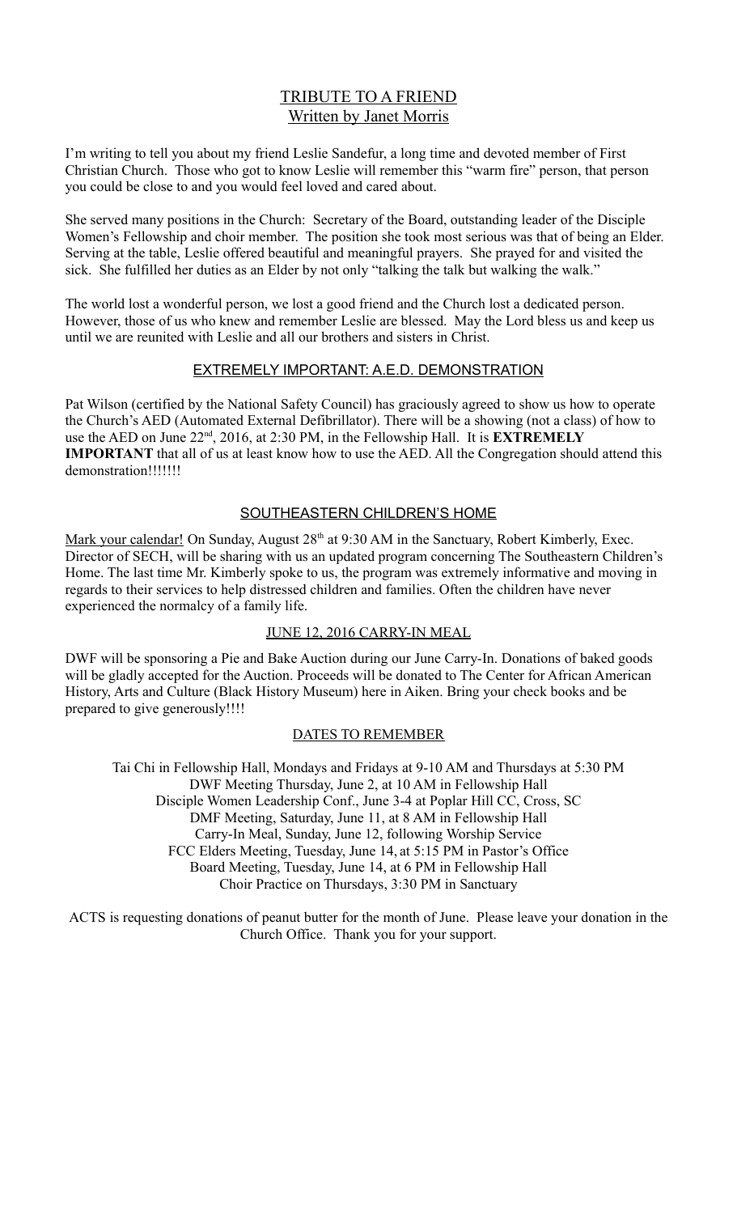## TRIBUTE TO A FRIEND
### Written by Janet Morris

I'm writing to tell you about my friend Leslie Sandefur, a long time and devoted member of First Christian Church. Those who got to know Leslie will remember this "warm fire" person, that person you could be close to and you would feel loved and cared about.

She served many positions in the Church: Secretary of the Board, outstanding leader of the Disciple Women's Fellowship and choir member. The position she took most serious was that of being an Elder. Serving at the table, Leslie offered beautiful and meaningful prayers. She prayed for and visited the sick. She fulfilled her duties as an Elder by not only "talking the talk but walking the walk."

The world lost a wonderful person, we lost a good friend and the Church lost a dedicated person. However, those of us who knew and remember Leslie are blessed. May the Lord bless us and keep us until we are reunited with Leslie and all our brothers and sisters in Christ.

## EXTREMELY IMPORTANT: A.E.D. DEMONSTRATION

Pat Wilson (certified by the National Safety Council) has graciously agreed to show us how to operate the Church's AED (Automated External Defibrillator). There will be a showing (not a class) of how to use the AED on June 22nd, 2016, at 2:30 PM, in the Fellowship Hall. It is **EXTREMELY IMPORTANT** that all of us at least know how to use the AED. All the Congregation should attend this demonstration!!!!!!!

## SOUTHEASTERN CHILDREN'S HOME

Mark your calendar! On Sunday, August 28th at 9:30 AM in the Sanctuary, Robert Kimberly, Exec. Director of SECH, will be sharing with us an updated program concerning The Southeastern Children's Home. The last time Mr. Kimberly spoke to us, the program was extremely informative and moving in regards to their services to help distressed children and families. Often the children have never experienced the normalcy of a family life.

## JUNE 12, 2016 CARRY-IN MEAL

DWF will be sponsoring a Pie and Bake Auction during our June Carry-In. Donations of baked goods will be gladly accepted for the Auction. Proceeds will be donated to The Center for African American History, Arts and Culture (Black History Museum) here in Aiken. Bring your check books and be prepared to give generously!!!!

## DATES TO REMEMBER

Tai Chi in Fellowship Hall, Mondays and Fridays at 9-10 AM and Thursdays at 5:30 PM
DWF Meeting Thursday, June 2, at 10 AM in Fellowship Hall
Disciple Women Leadership Conf., June 3-4 at Poplar Hill CC, Cross, SC
DMF Meeting, Saturday, June 11, at 8 AM in Fellowship Hall
Carry-In Meal, Sunday, June 12, following Worship Service
FCC Elders Meeting, Tuesday, June 14, at 5:15 PM in Pastor's Office
Board Meeting, Tuesday, June 14, at 6 PM in Fellowship Hall
Choir Practice on Thursdays, 3:30 PM in Sanctuary

ACTS is requesting donations of peanut butter for the month of June. Please leave your donation in the Church Office. Thank you for your support.